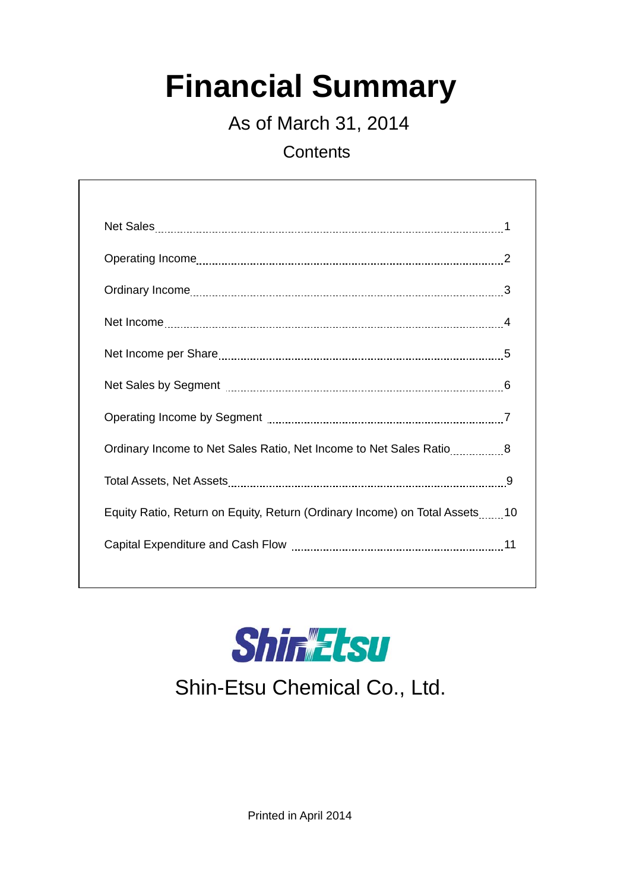# Financial Summary

As of March 31, 2014

Contents

| | |
|---|---|
| Net Sales | 1 |
| Operating Income | 2 |
| Ordinary Income | 3 |
| Net Income | 4 |
| Net Income per Share | 5 |
| Net Sales by Segment | 6 |
| Operating Income by Segment | 7 |
| Ordinary Income to Net Sales Ratio, Net Income to Net Sales Ratio | 8 |
| Total Assets, Net Assets | 9 |
| Equity Ratio, Return on Equity, Return (Ordinary Income) on Total Assets | 10 |
| Capital Expenditure and Cash Flow | 11 |

ShinEtsu

Shin-Etsu Chemical Co., Ltd.

Printed in April 2014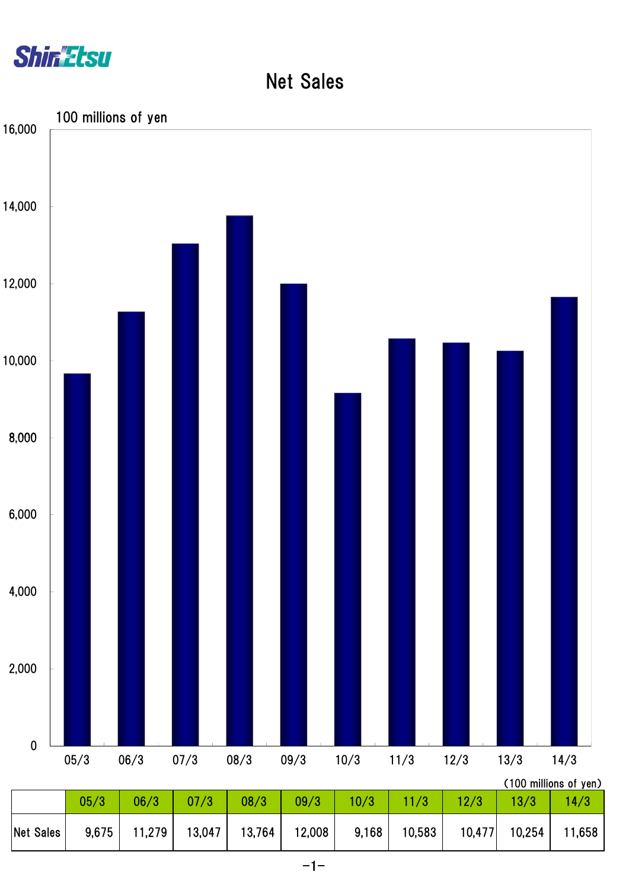# Net Sales

100 millions of yen

(100 millions of yen)

| | 05/3 | 06/3 | 07/3 | 08/3 | 09/3 | 10/3 | 11/3 | 12/3 | 13/3 | 14/3 |
|---|---|---|---|---|---|---|---|---|---|---|
| Net Sales | 9,675 | 11,279 | 13,047 | 13,764 | 12,008 | 9,168 | 10,583 | 10,477 | 10,254 | 11,658 |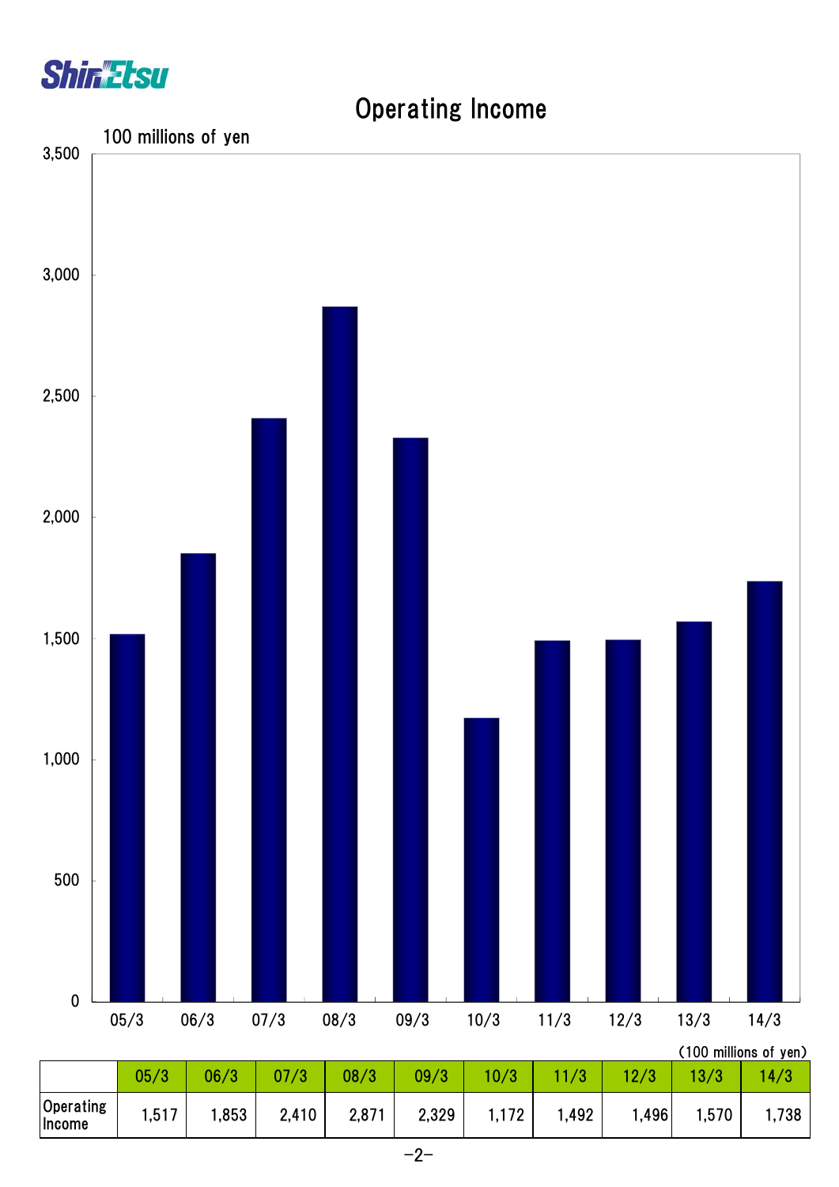# Operating Income

100 millions of yen

(100 millions of yen)

| | 05/3 | 06/3 | 07/3 | 08/3 | 09/3 | 10/3 | 11/3 | 12/3 | 13/3 | 14/3 |
|---|---|---|---|---|---|---|---|---|---|---|
| Operating Income | 1,517 | 1,853 | 2,410 | 2,871 | 2,329 | 1,172 | 1,492 | 1,496 | 1,570 | 1,738 |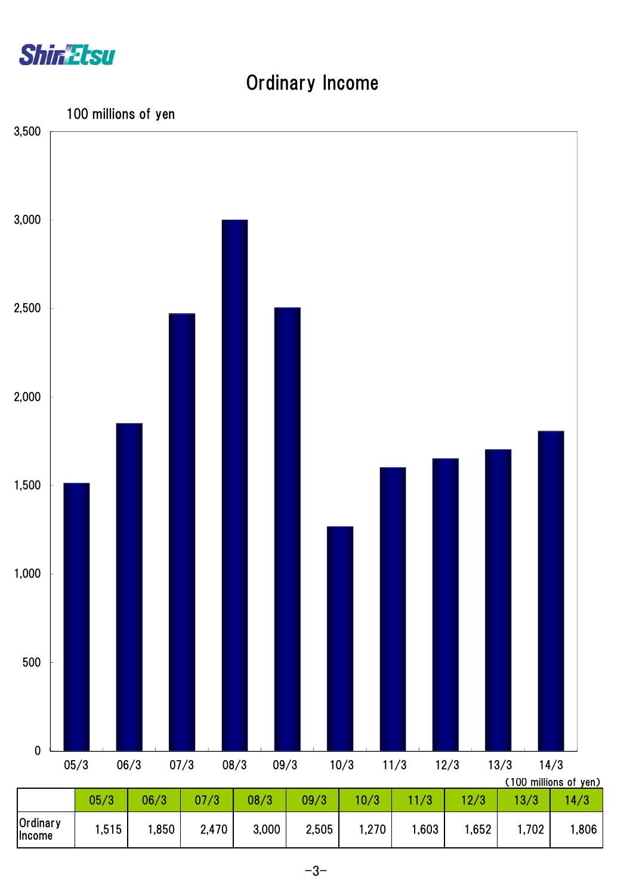# Ordinary Income

100 millions of yen

(100 millions of yen)

| | 05/3 | 06/3 | 07/3 | 08/3 | 09/3 | 10/3 | 11/3 | 12/3 | 13/3 | 14/3 |
|---|---|---|---|---|---|---|---|---|---|---|
| Ordinary Income | 1,515 | 1,850 | 2,470 | 3,000 | 2,505 | 1,270 | 1,603 | 1,652 | 1,702 | 1,806 |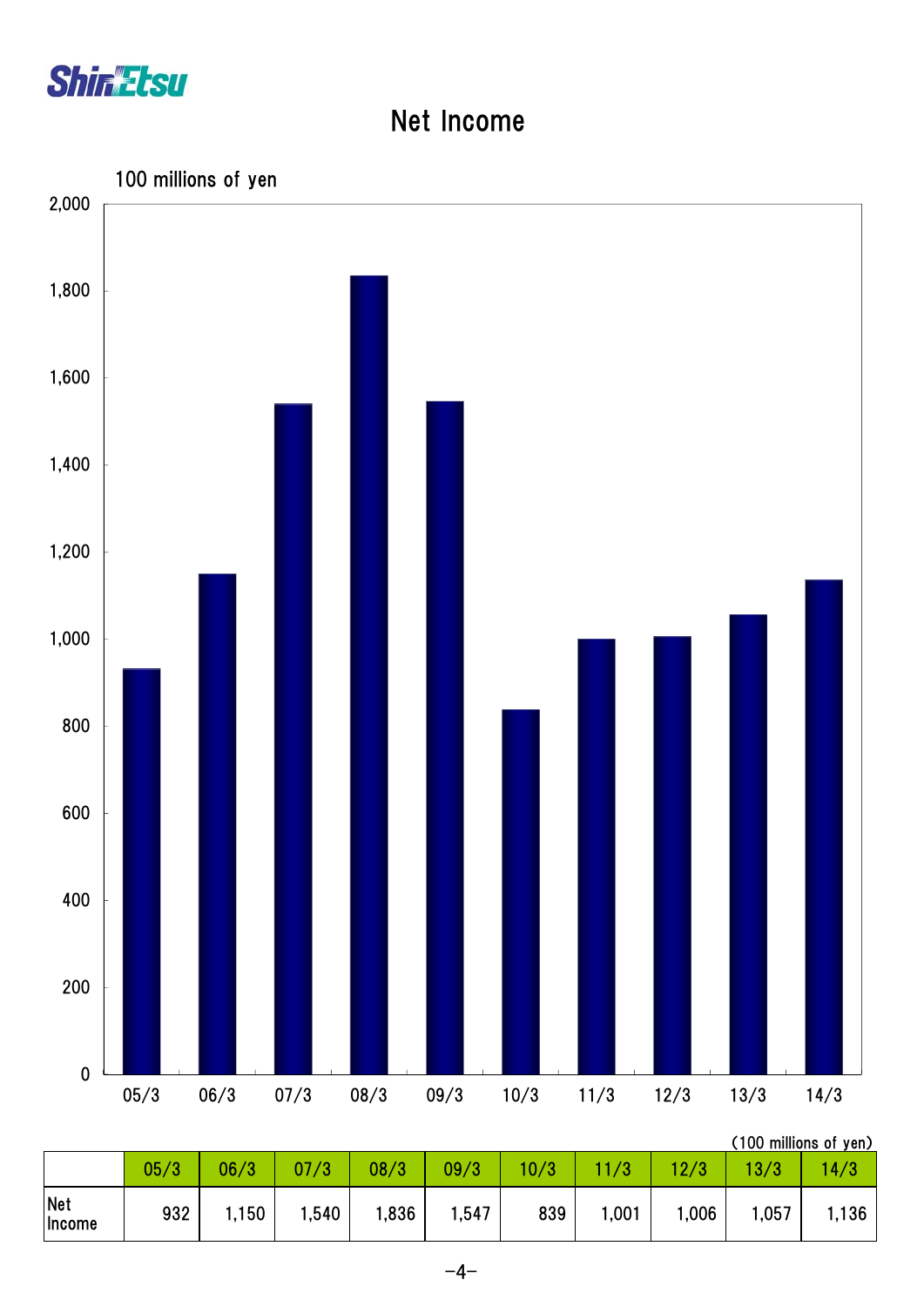# Net Income

100 millions of yen

(100 millions of yen)

| | 05/3 | 06/3 | 07/3 | 08/3 | 09/3 | 10/3 | 11/3 | 12/3 | 13/3 | 14/3 |
|---|---|---|---|---|---|---|---|---|---|---|
| Net Income | 932 | 1,150 | 1,540 | 1,836 | 1,547 | 839 | 1,001 | 1,006 | 1,057 | 1,136 |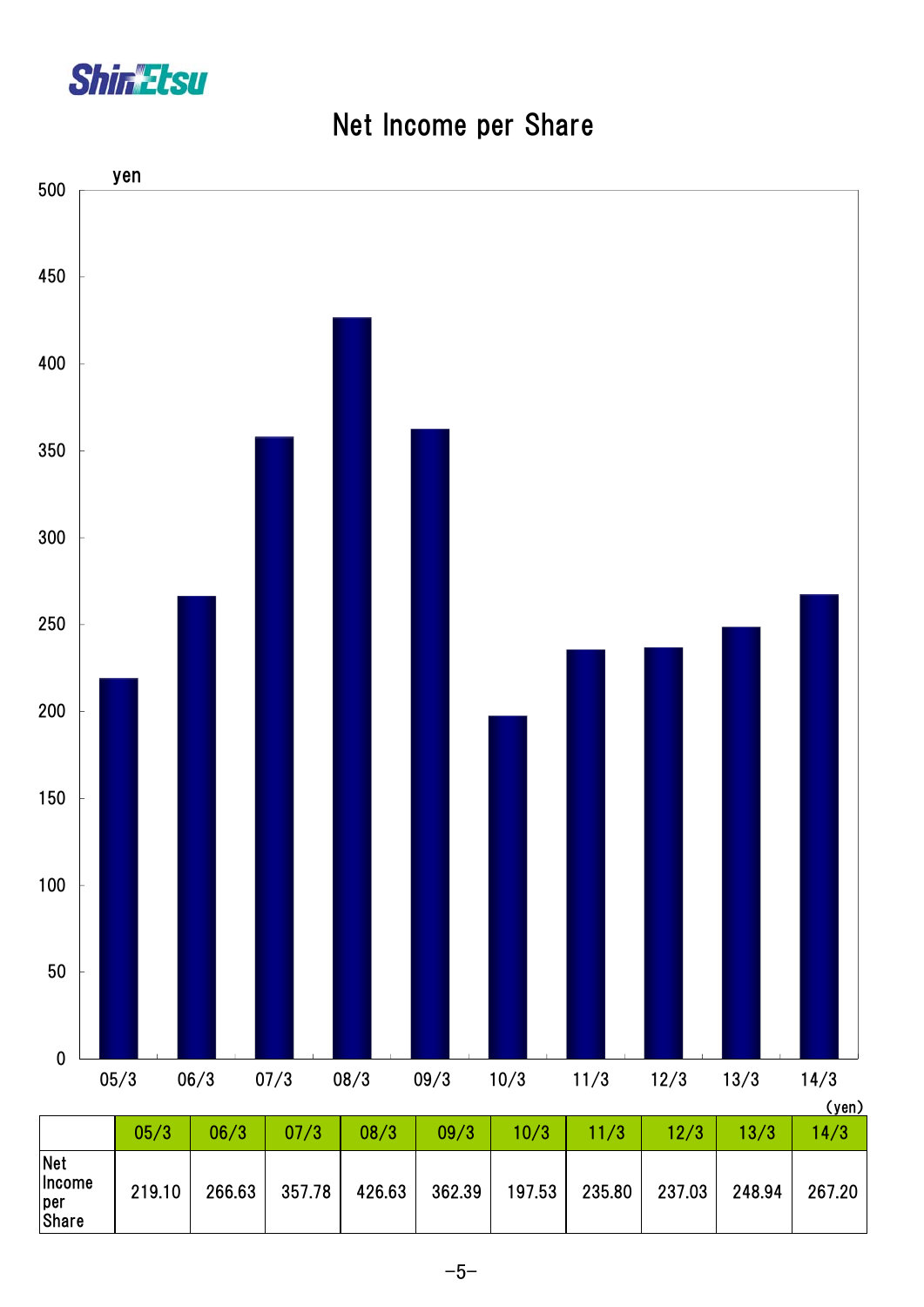# Net Income per Share

(yen)

| | 05/3 | 06/3 | 07/3 | 08/3 | 09/3 | 10/3 | 11/3 | 12/3 | 13/3 | 14/3 |
|---|---|---|---|---|---|---|---|---|---|---|
| Net Income per Share | 219.10 | 266.63 | 357.78 | 426.63 | 362.39 | 197.53 | 235.80 | 237.03 | 248.94 | 267.20 |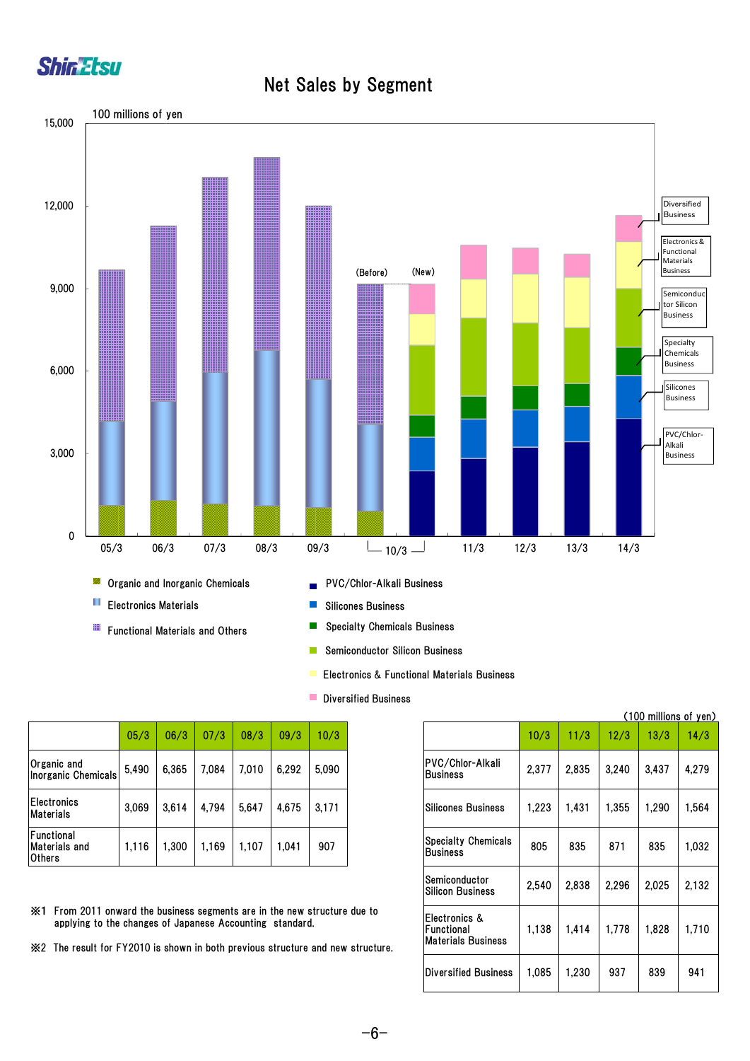# Net Sales by Segment

100 millions of yen

Legend:
- Organic and Inorganic Chemicals
- Electronics Materials
- Functional Materials and Others
- PVC/Chlor-Alkali Business
- Silicones Business
- Specialty Chemicals Business
- Semiconductor Silicon Business
- Electronics & Functional Materials Business
- Diversified Business

| | 05/3 | 06/3 | 07/3 | 08/3 | 09/3 | 10/3 |
|---|---|---|---|---|---|---|
| Organic and Inorganic Chemicals | 5,490 | 6,365 | 7,084 | 7,010 | 6,292 | 5,090 |
| Electronics Materials | 3,069 | 3,614 | 4,794 | 5,647 | 4,675 | 3,171 |
| Functional Materials and Others | 1,116 | 1,300 | 1,169 | 1,107 | 1,041 | 907 |

(100 millions of yen)

| | 10/3 | 11/3 | 12/3 | 13/3 | 14/3 |
|---|---|---|---|---|---|
| PVC/Chlor-Alkali Business | 2,377 | 2,835 | 3,240 | 3,437 | 4,279 |
| Silicones Business | 1,223 | 1,431 | 1,355 | 1,290 | 1,564 |
| Specialty Chemicals Business | 805 | 835 | 871 | 835 | 1,032 |
| Semiconductor Silicon Business | 2,540 | 2,838 | 2,296 | 2,025 | 2,132 |
| Electronics & Functional Materials Business | 1,138 | 1,414 | 1,778 | 1,828 | 1,710 |
| Diversified Business | 1,085 | 1,230 | 937 | 839 | 941 |

※1 From 2011 onward the business segments are in the new structure due to applying to the changes of Japanese Accounting standard.

※2 The result for FY2010 is shown in both previous structure and new structure.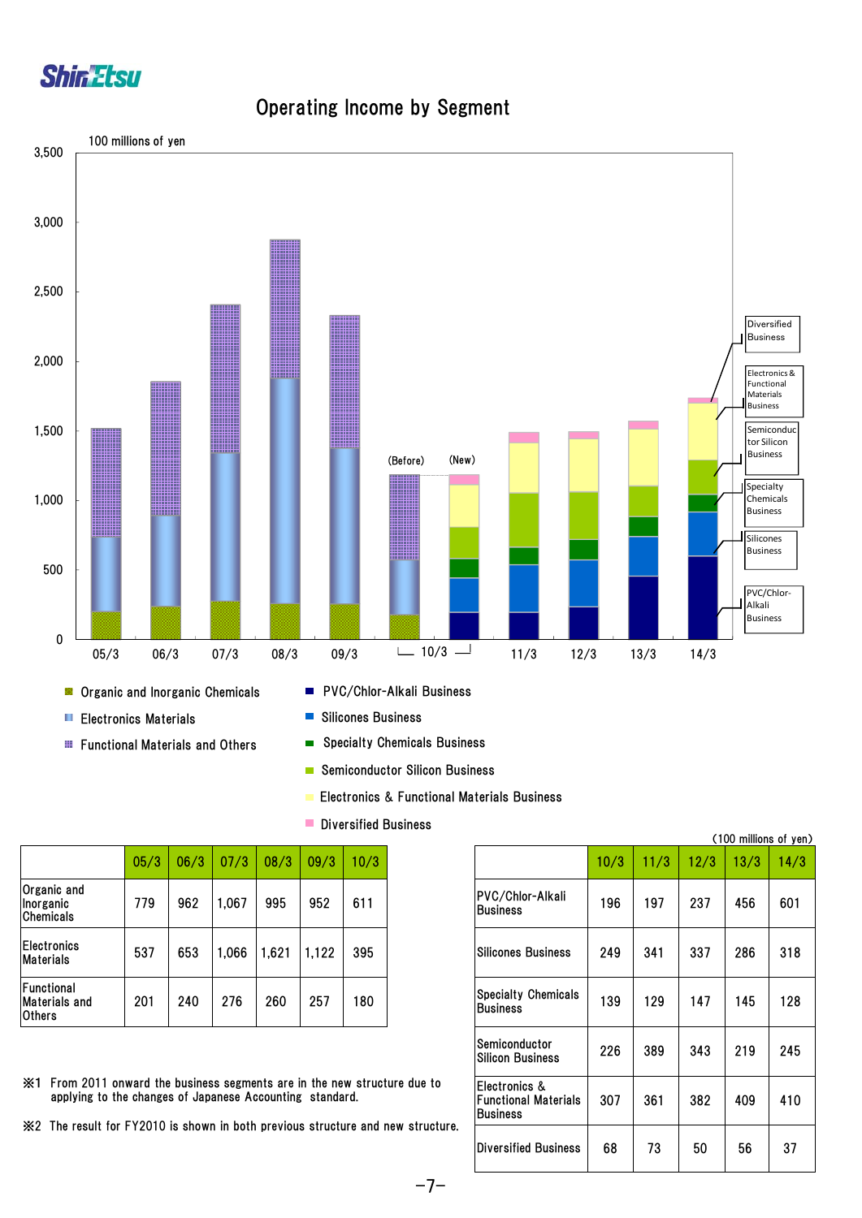# Operating Income by Segment

100 millions of yen

- Organic and Inorganic Chemicals
- Electronics Materials
- Functional Materials and Others
- PVC/Chlor-Alkali Business
- Silicones Business
- Specialty Chemicals Business
- Semiconductor Silicon Business
- Electronics & Functional Materials Business
- Diversified Business

| | 05/3 | 06/3 | 07/3 | 08/3 | 09/3 | 10/3 |
|---|---|---|---|---|---|---|
| Organic and Inorganic Chemicals | 779 | 962 | 1,067 | 995 | 952 | 611 |
| Electronics Materials | 537 | 653 | 1,066 | 1,621 | 1,122 | 395 |
| Functional Materials and Others | 201 | 240 | 276 | 260 | 257 | 180 |

(100 millions of yen)

| | 10/3 | 11/3 | 12/3 | 13/3 | 14/3 |
|---|---|---|---|---|---|
| PVC/Chlor-Alkali Business | 196 | 197 | 237 | 456 | 601 |
| Silicones Business | 249 | 341 | 337 | 286 | 318 |
| Specialty Chemicals Business | 139 | 129 | 147 | 145 | 128 |
| Semiconductor Silicon Business | 226 | 389 | 343 | 219 | 245 |
| Electronics & Functional Materials Business | 307 | 361 | 382 | 409 | 410 |
| Diversified Business | 68 | 73 | 50 | 56 | 37 |

※1 From 2011 onward the business segments are in the new structure due to applying to the changes of Japanese Accounting standard.

※2 The result for FY2010 is shown in both previous structure and new structure.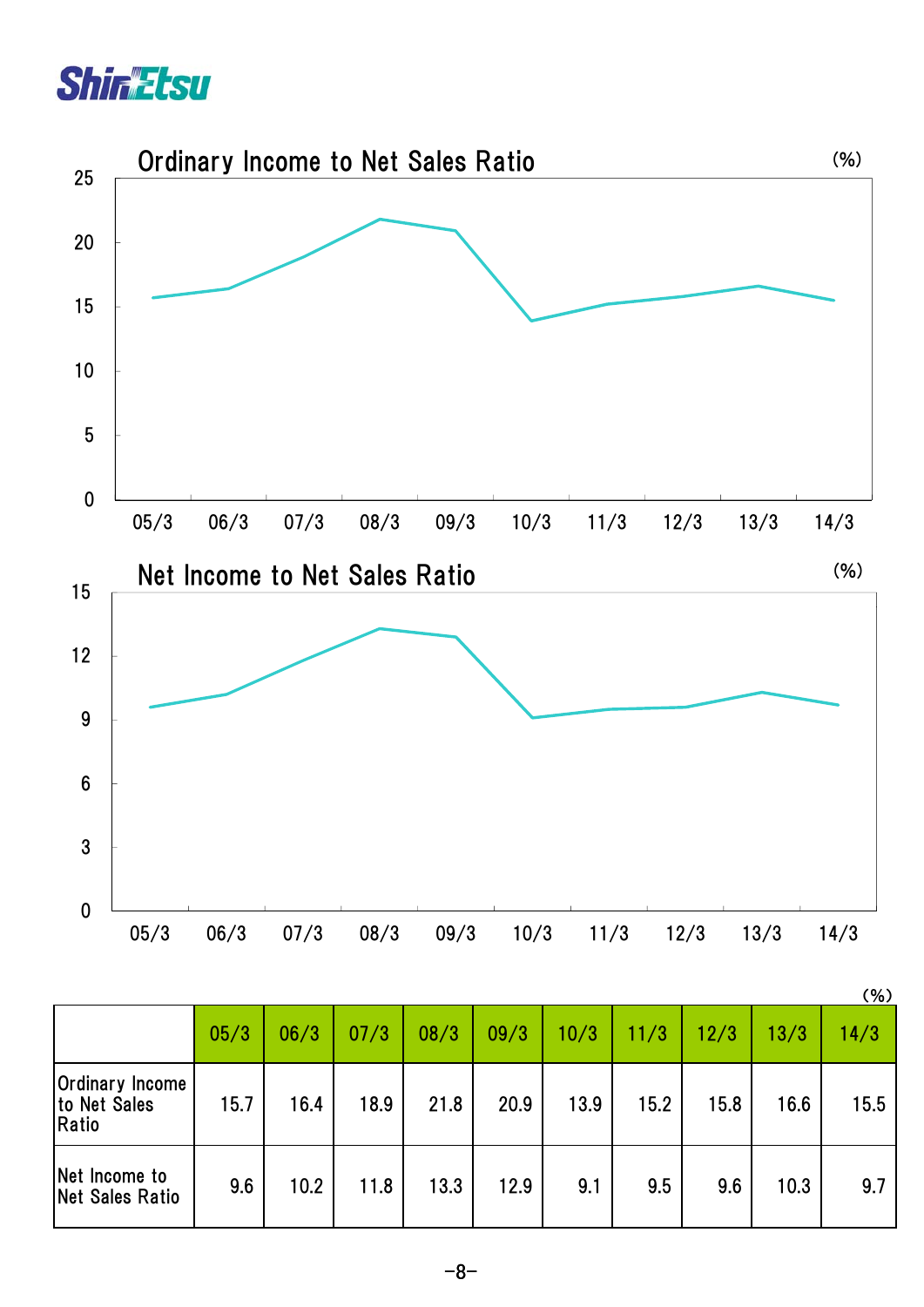## Ordinary Income to Net Sales Ratio

(%)

## Net Income to Net Sales Ratio

(%)

(%)

| | 05/3 | 06/3 | 07/3 | 08/3 | 09/3 | 10/3 | 11/3 | 12/3 | 13/3 | 14/3 |
|---|---|---|---|---|---|---|---|---|---|---|
| Ordinary Income to Net Sales Ratio | 15.7 | 16.4 | 18.9 | 21.8 | 20.9 | 13.9 | 15.2 | 15.8 | 16.6 | 15.5 |
| Net Income to Net Sales Ratio | 9.6 | 10.2 | 11.8 | 13.3 | 12.9 | 9.1 | 9.5 | 9.6 | 10.3 | 9.7 |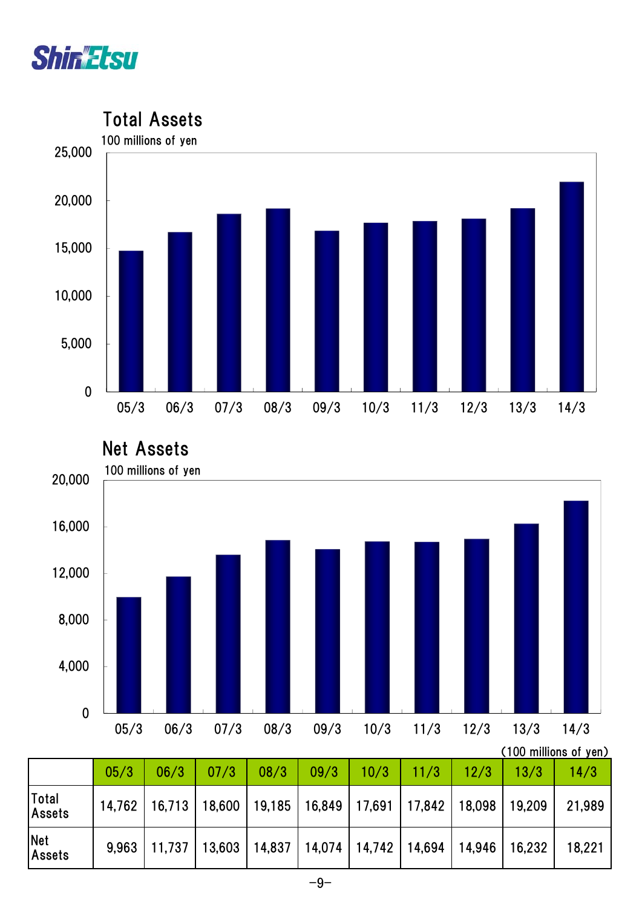## Total Assets

100 millions of yen

## Net Assets

100 millions of yen

(100 millions of yen)

| | 05/3 | 06/3 | 07/3 | 08/3 | 09/3 | 10/3 | 11/3 | 12/3 | 13/3 | 14/3 |
|---|---|---|---|---|---|---|---|---|---|---|
| Total Assets | 14,762 | 16,713 | 18,600 | 19,185 | 16,849 | 17,691 | 17,842 | 18,098 | 19,209 | 21,989 |
| Net Assets | 9,963 | 11,737 | 13,603 | 14,837 | 14,074 | 14,742 | 14,694 | 14,946 | 16,232 | 18,221 |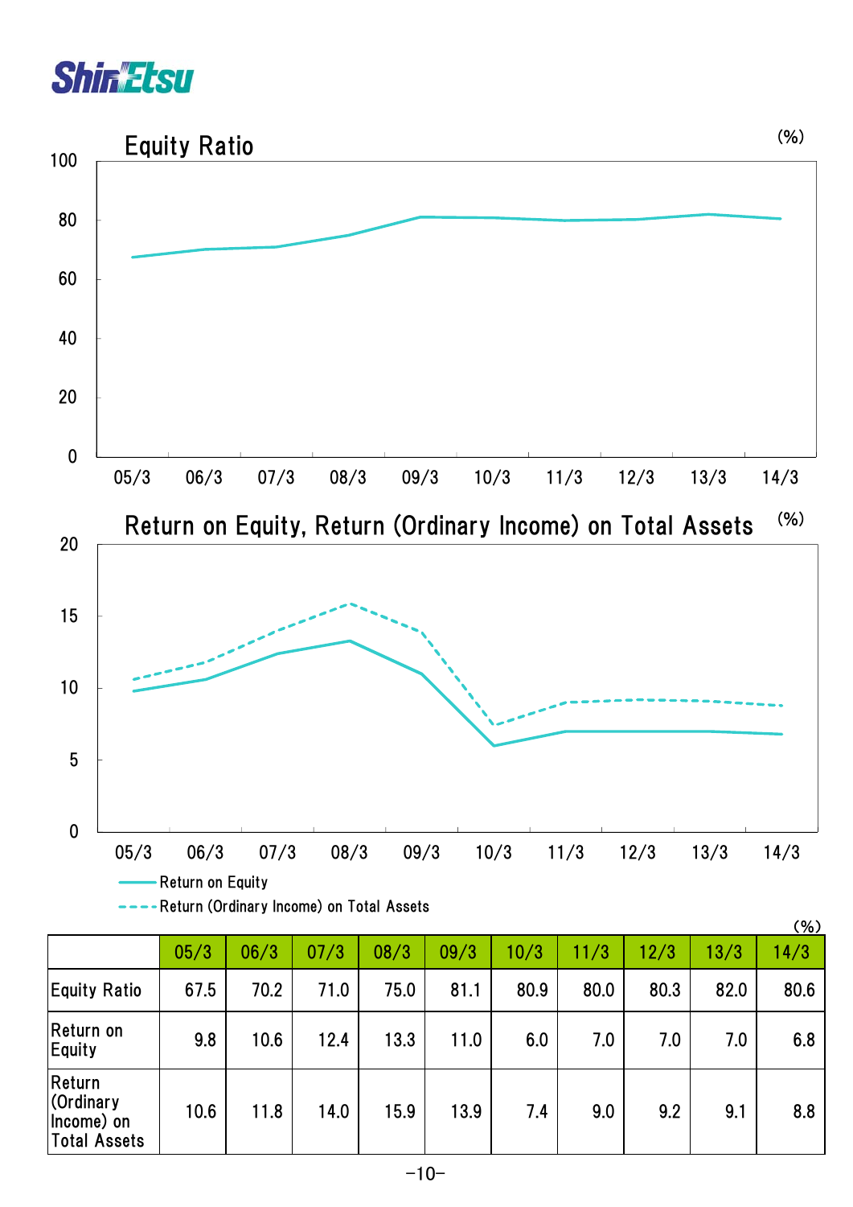## Equity Ratio

(%)

## Return on Equity, Return (Ordinary Income) on Total Assets

(%)

- Return on Equity
- Return (Ordinary Income) on Total Assets

(%)

| | 05/3 | 06/3 | 07/3 | 08/3 | 09/3 | 10/3 | 11/3 | 12/3 | 13/3 | 14/3 |
|---|---|---|---|---|---|---|---|---|---|---|
| Equity Ratio | 67.5 | 70.2 | 71.0 | 75.0 | 81.1 | 80.9 | 80.0 | 80.3 | 82.0 | 80.6 |
| Return on Equity | 9.8 | 10.6 | 12.4 | 13.3 | 11.0 | 6.0 | 7.0 | 7.0 | 7.0 | 6.8 |
| Return (Ordinary Income) on Total Assets | 10.6 | 11.8 | 14.0 | 15.9 | 13.9 | 7.4 | 9.0 | 9.2 | 9.1 | 8.8 |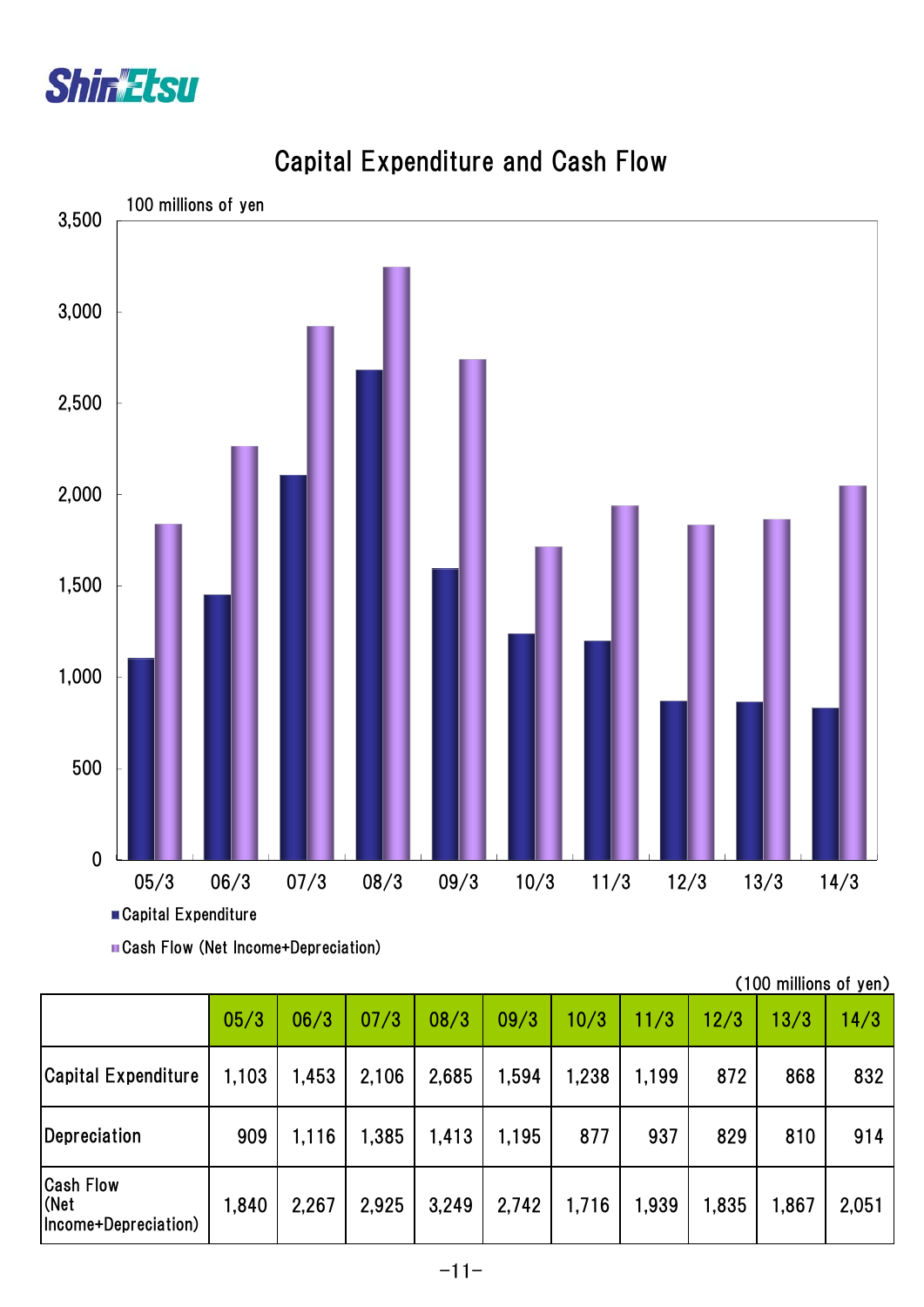ShinEtsu

# Capital Expenditure and Cash Flow

100 millions of yen

3,500
3,000
2,500
2,000
1,500
1,000
500
0

05/3 06/3 07/3 08/3 09/3 10/3 11/3 12/3 13/3 14/3

■ Capital Expenditure

■ Cash Flow (Net Income+Depreciation)

(100 millions of yen)

| | 05/3 | 06/3 | 07/3 | 08/3 | 09/3 | 10/3 | 11/3 | 12/3 | 13/3 | 14/3 |
|---|---|---|---|---|---|---|---|---|---|---|
| Capital Expenditure | 1,103 | 1,453 | 2,106 | 2,685 | 1,594 | 1,238 | 1,199 | 872 | 868 | 832 |
| Depreciation | 909 | 1,116 | 1,385 | 1,413 | 1,195 | 877 | 937 | 829 | 810 | 914 |
| Cash Flow (Net Income+Depreciation) | 1,840 | 2,267 | 2,925 | 3,249 | 2,742 | 1,716 | 1,939 | 1,835 | 1,867 | 2,051 |